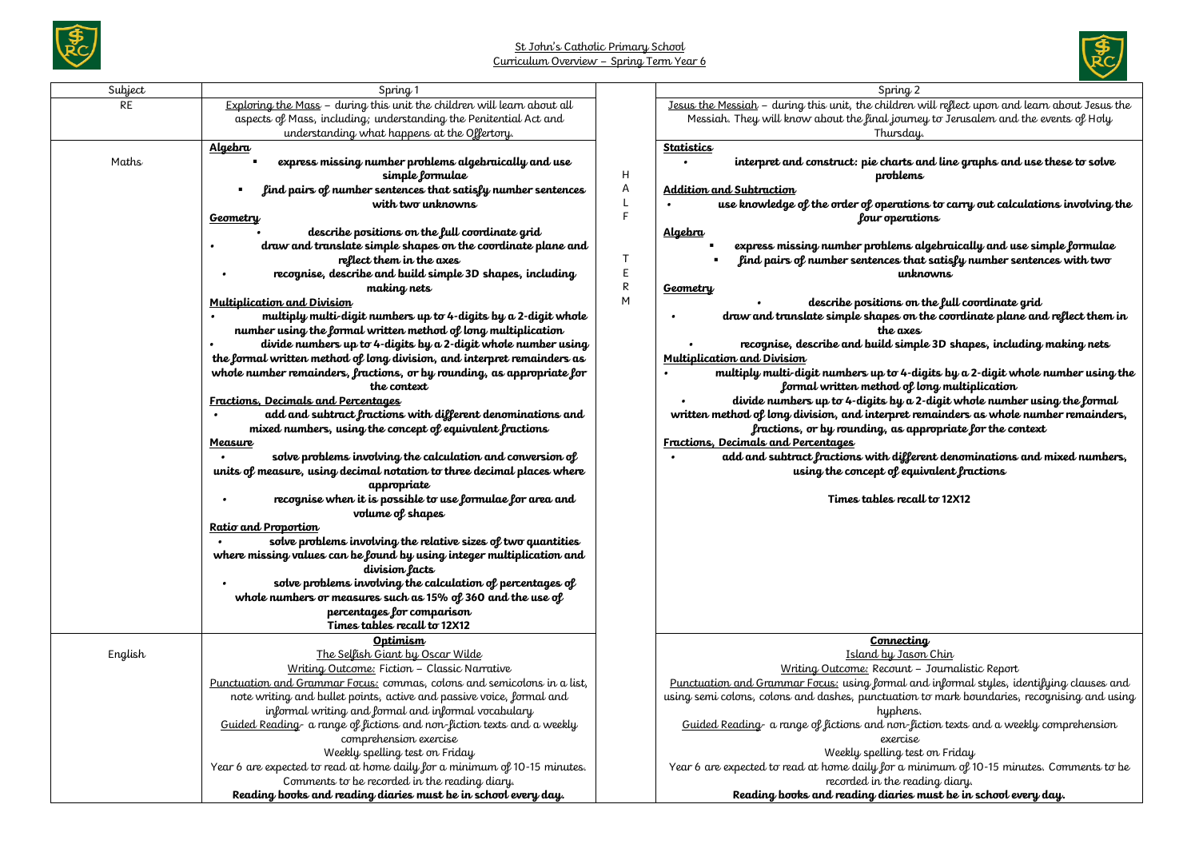St John's Catholic Primary School
Curriculum Overview – Spring Term Year 6

| Subject | Spring 1 | | Spring 2 |
|---|---|---|---|
| RE | Exploring the Mass – during this unit the children will learn about all aspects of Mass, including; understanding the Penitential Act and understanding what happens at the Offertory. | HALF TERM | Jesus the Messiah – during this unit, the children will reflect upon and learn about Jesus the Messiah. They will know about the final journey to Jerusalem and the events of Holy Thursday. |
| Maths | **Algebra**<br>▪ **express missing number problems algebraically and use simple formulae**<br>▪ **find pairs of number sentences that satisfy number sentences with two unknowns**<br>**Geometry**<br>• **describe positions on the full coordinate grid**<br>• **draw and translate simple shapes on the coordinate plane and reflect them in the axes**<br>• **recognise, describe and build simple 3D shapes, including making nets**<br>**Multiplication and Division**<br>• **multiply multi-digit numbers up to 4-digits by a 2-digit whole number using the formal written method of long multiplication**<br>• **divide numbers up to 4-digits by a 2-digit whole number using the formal written method of long division, and interpret remainders as whole number remainders, fractions, or by rounding, as appropriate for the context**<br>**Fractions, Decimals and Percentages**<br>• **add and subtract fractions with different denominations and mixed numbers, using the concept of equivalent fractions**<br>**Measure**<br>• **solve problems involving the calculation and conversion of units of measure, using decimal notation to three decimal places where appropriate**<br>• **recognise when it is possible to use formulae for area and volume of shapes**<br>**Ratio and Proportion**<br>• **solve problems involving the relative sizes of two quantities where missing values can be found by using integer multiplication and division facts**<br>• **solve problems involving the calculation of percentages of whole numbers or measures such as 15% of 360 and the use of percentages for comparison**<br>**Times tables recall to 12X12** | | **Statistics**<br>• **interpret and construct: pie charts and line graphs and use these to solve problems**<br>**Addition and Subtraction**<br>• **use knowledge of the order of operations to carry out calculations involving the four operations**<br>**Algebra**<br>▪ **express missing number problems algebraically and use simple formulae**<br>▪ **find pairs of number sentences that satisfy number sentences with two unknowns**<br>**Geometry**<br>• **describe positions on the full coordinate grid**<br>• **draw and translate simple shapes on the coordinate plane and reflect them in the axes**<br>• **recognise, describe and build simple 3D shapes, including making nets**<br>**Multiplication and Division**<br>• **multiply multi-digit numbers up to 4-digits by a 2-digit whole number using the formal written method of long multiplication**<br>• **divide numbers up to 4-digits by a 2-digit whole number using the formal written method of long division, and interpret remainders as whole number remainders, fractions, or by rounding, as appropriate for the context**<br>**Fractions, Decimals and Percentages**<br>• **add and subtract fractions with different denominations and mixed numbers, using the concept of equivalent fractions**<br>**Times tables recall to 12X12** |
| English | **Optimism**<br>The Selfish Giant by Oscar Wilde<br>Writing Outcome: Fiction – Classic Narrative<br>Punctuation and Grammar Focus: commas, colons and semicolons in a list, note writing and bullet points, active and passive voice, formal and informal writing and formal and informal vocabulary<br>Guided Reading- a range of fictions and non-fiction texts and a weekly comprehension exercise<br>Weekly spelling test on Friday<br>Year 6 are expected to read at home daily for a minimum of 10-15 minutes. Comments to be recorded in the reading diary.<br>**Reading books and reading diaries must be in school every day.** | | **Connecting**<br>Island by Jason Chin<br>Writing Outcome: Recount – Journalistic Report<br>Punctuation and Grammar Focus: using formal and informal styles, identifying clauses and using semi colons, colons and dashes, punctuation to mark boundaries, recognising and using hyphens.<br>Guided Reading- a range of fictions and non-fiction texts and a weekly comprehension exercise<br>Weekly spelling test on Friday<br>Year 6 are expected to read at home daily for a minimum of 10-15 minutes. Comments to be recorded in the reading diary.<br>**Reading books and reading diaries must be in school every day.** |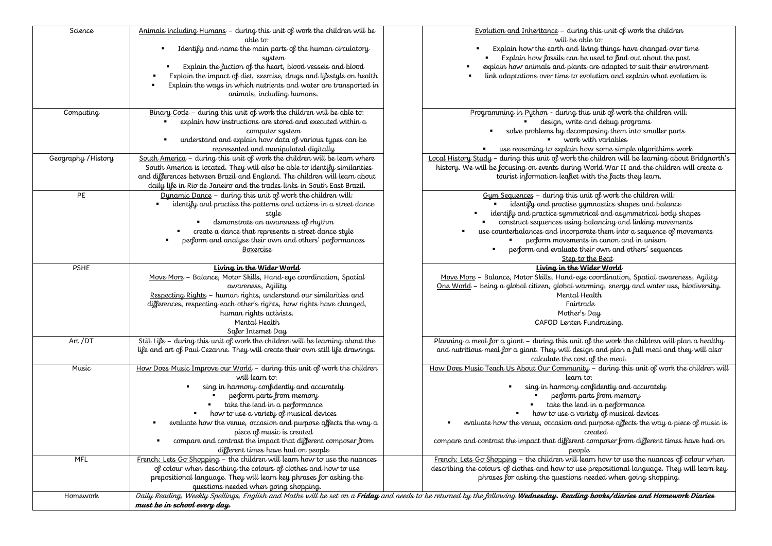| | | |
|---|---|---|
| Science | Animals including Humans – during this unit of work the children will be able to:<br>▪ Identify and name the main parts of the human circulatory system<br>▪ Explain the fuction of the heart, blood vessels and blood<br>▪ Explain the impact of diet, exercise, drugs and lifestyle on health<br>▪ Explain the ways in which nutrients and water are transported in animals, including humans. | Evolution and Inheritance – during this unit of work the children will be able to:<br>▪ Explain how the earth and living things have changed over time<br>▪ Explain how fossils can be used to find out about the past<br>▪ explain how animals and plants are adapted to suit their environment<br>▪ link adaptations over time to evolution and explain what evolution is |
| Computing | Binary Code – during this unit of work the children will be able to:<br>▪ explain how instructions are stored and executed within a computer system<br>▪ understand and explain how data of various types can be represented and manipulated digitally | Programming in Python - during this unit of work the children will:<br>▪ design, write and debug programs<br>▪ solve problems by decomposing them into smaller parts<br>▪ work with variables<br>▪ use reasoning to explain how some simple algorithims work |
| Geography / History | South America – during this unit of work the children will be learn where South America is located. They will also be able to identify similarities and differences between Brazil and England. The children will learn about daily life in Rio de Janeiro and the trades links in South East Brazil. | Local History Study – during this unit of work the children will be learning about Bridgnorth's history. We will be focusing on events during World War II and the children will create a tourist information leaflet with the facts they learn. |
| PE | Dynamic Dance – during this unit of work the children will:<br>▪ identify and practise the patterns and actions in a street dance style<br>▪ demonstrate an awareness of rhythm<br>▪ create a dance that represents a street dance style<br>▪ perform and analyse their own and others' performances<br>Boxercise | Gym Sequences – during this unit of work the children will:<br>▪ identify and practise gymnastics shapes and balance<br>▪ identify and practice symmetrical and asymmetrical body shapes<br>▪ construct sequences using balancing and linking movements<br>▪ use counterbalances and incorporate them into a sequence of movements<br>▪ perform movements in canon and in unison<br>▪ perform and evaluate their own and others' sequences<br>Step to the Beat |
| PSHE | **Living in the Wider World**<br>Move More – Balance, Motor Skills, Hand-eye coordination, Spatial awareness, Agility<br>Respecting Rights – human rights, understand our similarities and differences, respecting each other's rights, how rights have changed, human rights activists.<br>Mental Health<br>Safer Internet Day | **Living in the Wider World**<br>Move More – Balance, Motor Skills, Hand-eye coordination, Spatial awareness, Agility<br>One World – being a global citizen, global warming, energy and water use, biodiversity.<br>Mental Health<br>Fairtrade<br>Mother's Day<br>CAFOD Lenten Fundraising. |
| Art / DT | Still Life – during this unit of work the children will be learning about the life and art of Paul Cezanne. They will create their own still life drawings. | Planning a meal for a giant – during this unit of the work the children will plan a healthy and nutritious meal for a giant. They will design and plan a full meal and they will also calculate the cost of the meal. |
| Music | How Does Music Improve our World – during this unit of work the children will learn to:<br>▪ sing in harmony confidently and accurately<br>▪ perform parts from memory<br>▪ take the lead in a performance<br>▪ how to use a variety of musical devices<br>▪ evaluate how the venue, occasion and purpose affects the way a piece of music is created<br>▪ compare and contrast the impact that different composer from different times have had on people | How Does Music Teach Us About Our Community – during this unit of work the children will learn to:<br>▪ sing in harmony confidently and accurately<br>▪ perform parts from memory<br>▪ take the lead in a performance<br>▪ how to use a variety of musical devices<br>▪ evaluate how the venue, occasion and purpose affects the way a piece of music is created<br>compare and contrast the impact that different composer from different times have had on people |
| MFL | French: Lets Go Shopping – the children will learn how to use the nuances of colour when describing the colours of clothes and how to use prepositional language. They will learn key phrases for asking the questions needed when going shopping. | French: Lets Go Shopping – the children will learn how to use the nuances of colour when describing the colours of clothes and how to use prepositional language. They will learn key phrases for asking the questions needed when going shopping. |
| Homework | *Daily Reading, Weekly Spellings, English and Maths will be set on a **Friday** and needs to be returned by the following **Wednesday. Reading books/diaries and Homework Diaries must be in school every day.*** | |